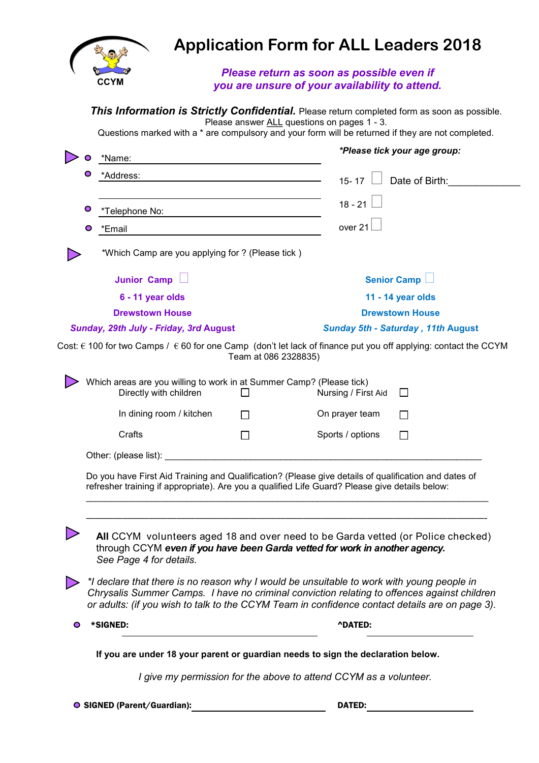CCYM

# Application Form for ALL Leaders 2018

***Please return as soon as possible even if you are unsure of your availability to attend.***

***This Information is Strictly Confidential.*** Please return completed form as soon as possible. Please answer ALL questions on pages 1 - 3.
Questions marked with a * are compulsory and your form will be returned if they are not completed.

- *Name: ______________________________
- *Address: ______________________________
  ______________________________
- *Telephone No: ______________________________
- *Email ______________________________

***Please tick your age group:***

15- 17 ☐ Date of Birth:_____________

18 - 21 ☐

over 21 ☐

*Which Camp are you applying for ? (Please tick )

| **Junior Camp** ☐ | **Senior Camp** ☐ |
|---|---|
| **6 - 11 year olds** | **11 - 14 year olds** |
| **Drewstown House** | **Drewstown House** |
| ***Sunday, 29th July - Friday, 3rd August*** | ***Sunday 5th - Saturday , 11th August*** |

Cost: € 100 for two Camps / € 60 for one Camp (don't let lack of finance put you off applying: contact the CCYM Team at 086 2328835)

Which areas are you willing to work in at Summer Camp? (Please tick)

| | | | |
|---|---|---|---|
| Directly with children | ☐ | Nursing / First Aid | ☐ |
| In dining room / kitchen | ☐ | On prayer team | ☐ |
| Crafts | ☐ | Sports / options | ☐ |

Other: (please list): ______________________________________________________________

Do you have First Aid Training and Qualification? (Please give details of qualification and dates of refresher training if appropriate). Are you a qualified Life Guard? Please give details below:

______________________________________________________________________________

______________________________________________________________________________

**All** CCYM volunteers aged 18 and over need to be Garda vetted (or Police checked) through CCYM ***even if you have been Garda vetted for work in another agency.***
*See Page 4 for details.*

**I declare that there is no reason why I would be unsuitable to work with young people in Chrysalis Summer Camps. I have no criminal conviction relating to offences against children or adults: (if you wish to talk to the CCYM Team in confidence contact details are on page 3).*

- ***SIGNED:** ______________________ **^DATED:** ______________

**If you are under 18 your parent or guardian needs to sign the declaration below.**

*I give my permission for the above to attend CCYM as a volunteer.*

- **SIGNED (Parent/Guardian):** ______________________ **DATED:** ______________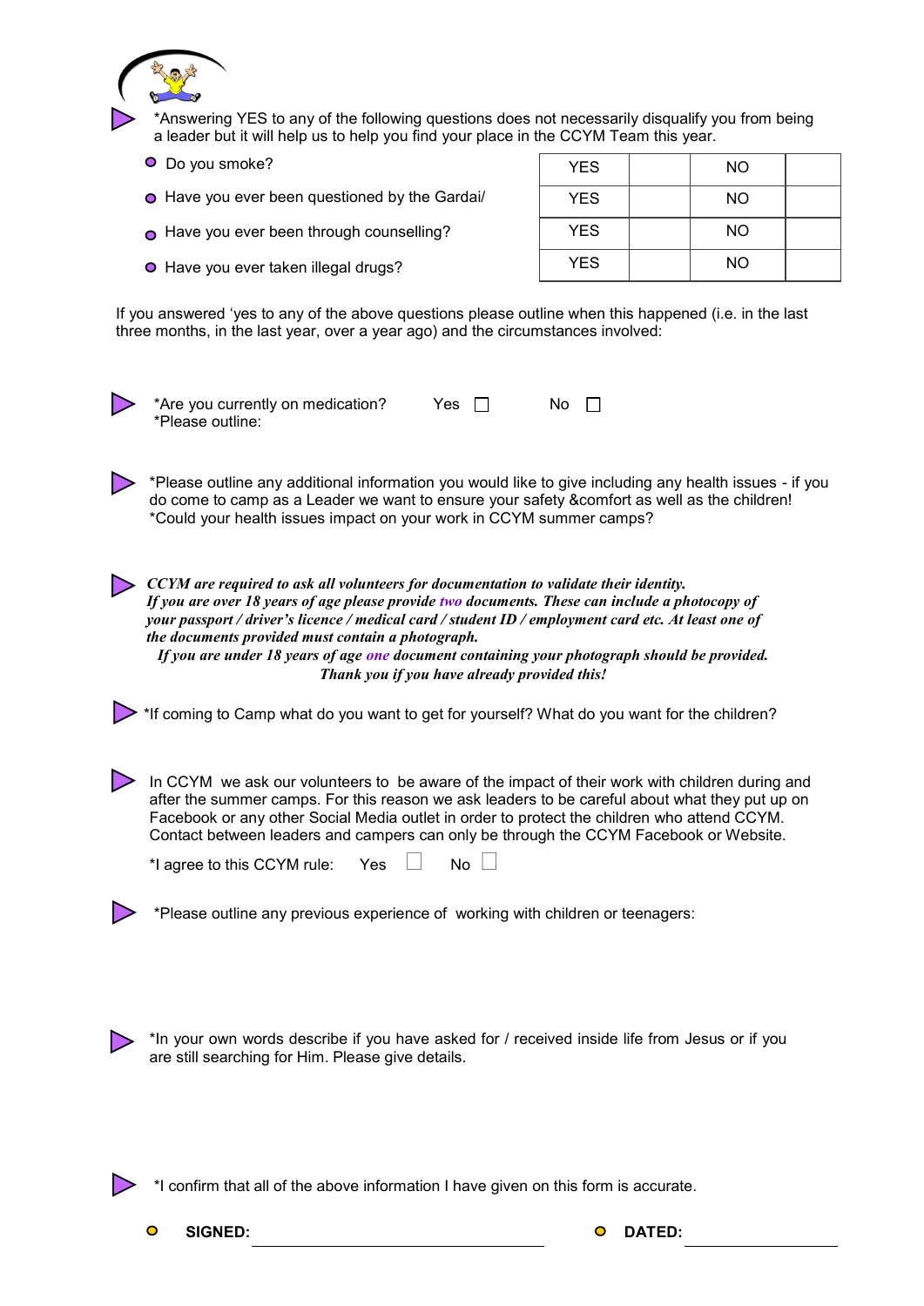*Answering YES to any of the following questions does not necessarily disqualify you from being a leader but it will help us to help you find your place in the CCYM Team this year.

| Question | | | | |
|---|---|---|---|---|
| Do you smoke? | YES | | NO | |
| Have you ever been questioned by the Gardai/ | YES | | NO | |
| Have you ever been through counselling? | YES | | NO | |
| Have you ever taken illegal drugs? | YES | | NO | |

If you answered 'yes to any of the above questions please outline when this happened (i.e. in the last three months, in the last year, over a year ago) and the circumstances involved:

*Are you currently on medication? Yes ☐ No ☐
*Please outline:

*Please outline any additional information you would like to give including any health issues - if you do come to camp as a Leader we want to ensure your safety &comfort as well as the children!
*Could your health issues impact on your work in CCYM summer camps?

***CCYM are required to ask all volunteers for documentation to validate their identity. If you are over 18 years of age please provide two documents. These can include a photocopy of your passport / driver's licence / medical card / student ID / employment card etc. At least one of the documents provided must contain a photograph. If you are under 18 years of age one document containing your photograph should be provided. Thank you if you have already provided this!***

*If coming to Camp what do you want to get for yourself? What do you want for the children?

In CCYM we ask our volunteers to be aware of the impact of their work with children during and after the summer camps. For this reason we ask leaders to be careful about what they put up on Facebook or any other Social Media outlet in order to protect the children who attend CCYM. Contact between leaders and campers can only be through the CCYM Facebook or Website.

*I agree to this CCYM rule: Yes ☐ No ☐

*Please outline any previous experience of working with children or teenagers:

*In your own words describe if you have asked for / received inside life from Jesus or if you are still searching for Him. Please give details.

*I confirm that all of the above information I have given on this form is accurate.

**SIGNED:** \_\_\_\_\_\_\_\_\_\_\_\_\_\_\_\_\_\_\_\_ **DATED:** \_\_\_\_\_\_\_\_\_\_\_\_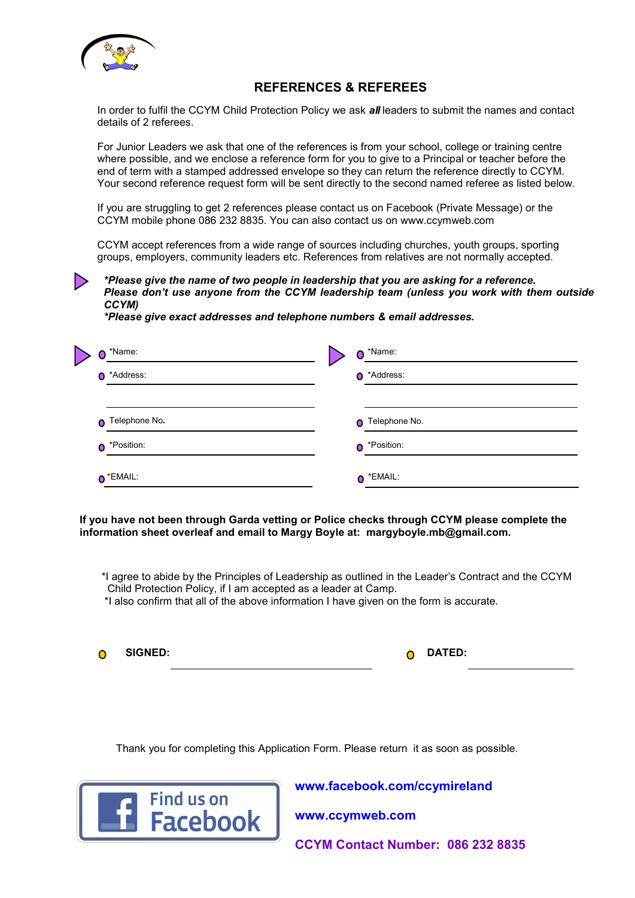## REFERENCES & REFEREES

In order to fulfil the CCYM Child Protection Policy we ask ***all*** leaders to submit the names and contact details of 2 referees.

For Junior Leaders we ask that one of the references is from your school, college or training centre where possible, and we enclose a reference form for you to give to a Principal or teacher before the end of term with a stamped addressed envelope so they can return the reference directly to CCYM. Your second reference request form will be sent directly to the second named referee as listed below.

If you are struggling to get 2 references please contact us on Facebook (Private Message) or the CCYM mobile phone 086 232 8835. You can also contact us on www.ccymweb.com

CCYM accept references from a wide range of sources including churches, youth groups, sporting groups, employers, community leaders etc. References from relatives are not normally accepted.

***Please give the name of two people in leadership that you are asking for a reference. Please don't use anyone from the CCYM leadership team (unless you work with them outside CCYM)***
***\*Please give exact addresses and telephone numbers & email addresses.***

| Referee 1 | | Referee 2 | |
|---|---|---|---|
| *Name: | | *Name: | |
| *Address: | | *Address: | |
| | | | |
| Telephone No. | | Telephone No. | |
| *Position: | | *Position: | |
| *EMAIL: | | *EMAIL: | |

**If you have not been through Garda vetting or Police checks through CCYM please complete the information sheet overleaf and email to Margy Boyle at: margyboyle.mb@gmail.com.**

*I agree to abide by the Principles of Leadership as outlined in the Leader's Contract and the CCYM Child Protection Policy, if I am accepted as a leader at Camp.
*I also confirm that all of the above information I have given on the form is accurate.

**SIGNED:** ______________________ **DATED:** ____________

Thank you for completing this Application Form. Please return it as soon as possible.

Find us on Facebook

**www.facebook.com/ccymireland**

**www.ccymweb.com**

**CCYM Contact Number: 086 232 8835**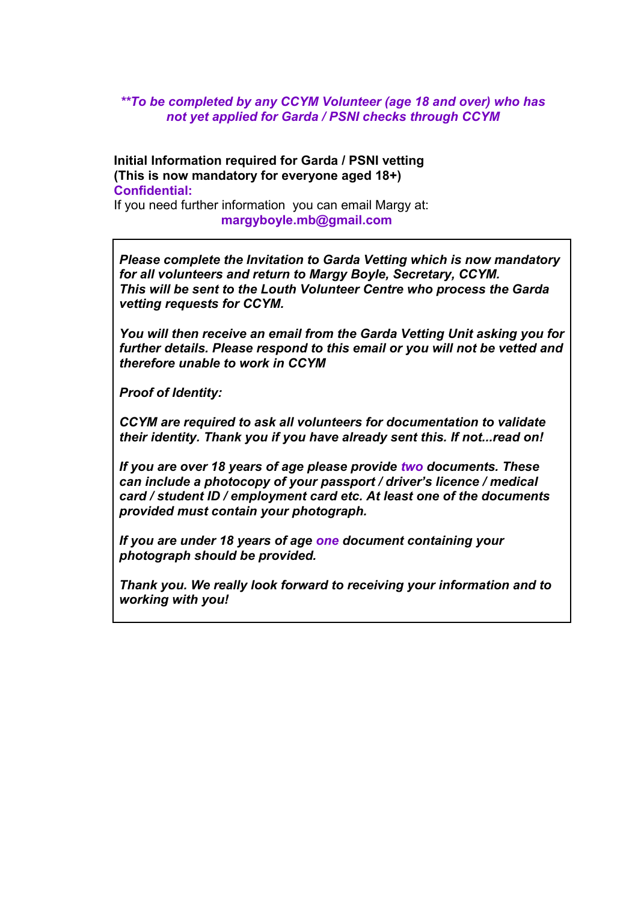***\*\*To be completed by any CCYM Volunteer (age 18 and over) who has not yet applied for Garda / PSNI checks through CCYM***

**Initial Information required for Garda / PSNI vetting**
**(This is now mandatory for everyone aged 18+)**
**Confidential:**
If you need further information you can email Margy at:
**margyboyle.mb@gmail.com**

***Please complete the Invitation to Garda Vetting which is now mandatory for all volunteers and return to Margy Boyle, Secretary, CCYM. This will be sent to the Louth Volunteer Centre who process the Garda vetting requests for CCYM.***

***You will then receive an email from the Garda Vetting Unit asking you for further details. Please respond to this email or you will not be vetted and therefore unable to work in CCYM***

***Proof of Identity:***

***CCYM are required to ask all volunteers for documentation to validate their identity. Thank you if you have already sent this. If not...read on!***

***If you are over 18 years of age please provide two documents. These can include a photocopy of your passport / driver's licence / medical card / student ID / employment card etc. At least one of the documents provided must contain your photograph.***

***If you are under 18 years of age one document containing your photograph should be provided.***

***Thank you. We really look forward to receiving your information and to working with you!***